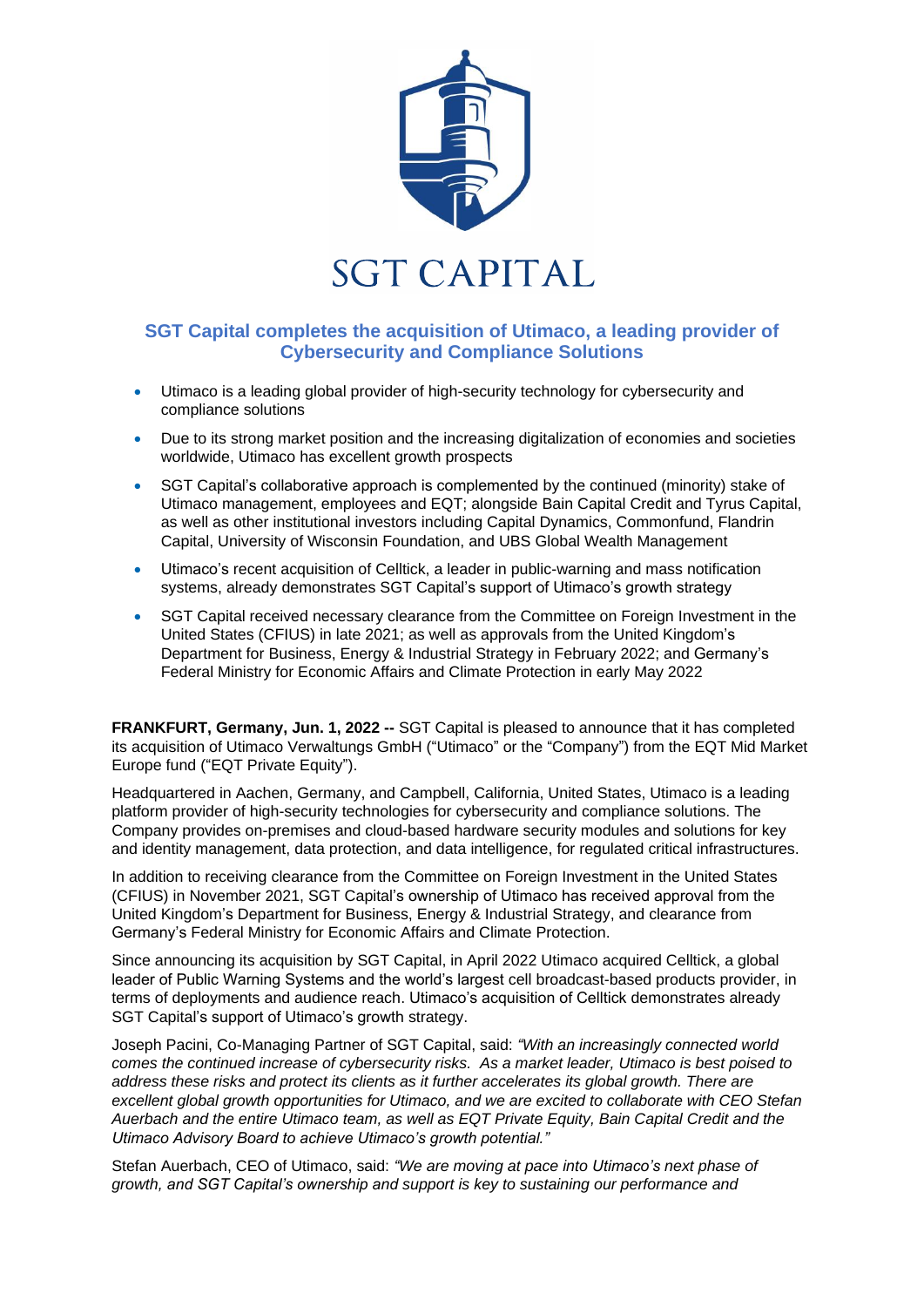SGT CAPITAL

## SGT Capital completes the acquisition of Utimaco, a leading provider of Cybersecurity and Compliance Solutions

- Utimaco is a leading global provider of high-security technology for cybersecurity and compliance solutions
- Due to its strong market position and the increasing digitalization of economies and societies worldwide, Utimaco has excellent growth prospects
- SGT Capital's collaborative approach is complemented by the continued (minority) stake of Utimaco management, employees and EQT; alongside Bain Capital Credit and Tyrus Capital, as well as other institutional investors including Capital Dynamics, Commonfund, Flandrin Capital, University of Wisconsin Foundation, and UBS Global Wealth Management
- Utimaco's recent acquisition of Celltick, a leader in public-warning and mass notification systems, already demonstrates SGT Capital's support of Utimaco's growth strategy
- SGT Capital received necessary clearance from the Committee on Foreign Investment in the United States (CFIUS) in late 2021; as well as approvals from the United Kingdom's Department for Business, Energy & Industrial Strategy in February 2022; and Germany's Federal Ministry for Economic Affairs and Climate Protection in early May 2022

**FRANKFURT, Germany, Jun. 1, 2022 --** SGT Capital is pleased to announce that it has completed its acquisition of Utimaco Verwaltungs GmbH ("Utimaco" or the "Company") from the EQT Mid Market Europe fund ("EQT Private Equity").

Headquartered in Aachen, Germany, and Campbell, California, United States, Utimaco is a leading platform provider of high-security technologies for cybersecurity and compliance solutions. The Company provides on-premises and cloud-based hardware security modules and solutions for key and identity management, data protection, and data intelligence, for regulated critical infrastructures.

In addition to receiving clearance from the Committee on Foreign Investment in the United States (CFIUS) in November 2021, SGT Capital's ownership of Utimaco has received approval from the United Kingdom's Department for Business, Energy & Industrial Strategy, and clearance from Germany's Federal Ministry for Economic Affairs and Climate Protection.

Since announcing its acquisition by SGT Capital, in April 2022 Utimaco acquired Celltick, a global leader of Public Warning Systems and the world's largest cell broadcast-based products provider, in terms of deployments and audience reach. Utimaco's acquisition of Celltick demonstrates already SGT Capital's support of Utimaco's growth strategy.

Joseph Pacini, Co-Managing Partner of SGT Capital, said: *"With an increasingly connected world comes the continued increase of cybersecurity risks. As a market leader, Utimaco is best poised to address these risks and protect its clients as it further accelerates its global growth. There are excellent global growth opportunities for Utimaco, and we are excited to collaborate with CEO Stefan Auerbach and the entire Utimaco team, as well as EQT Private Equity, Bain Capital Credit and the Utimaco Advisory Board to achieve Utimaco's growth potential."*

Stefan Auerbach, CEO of Utimaco, said: *"We are moving at pace into Utimaco's next phase of growth, and SGT Capital's ownership and support is key to sustaining our performance and*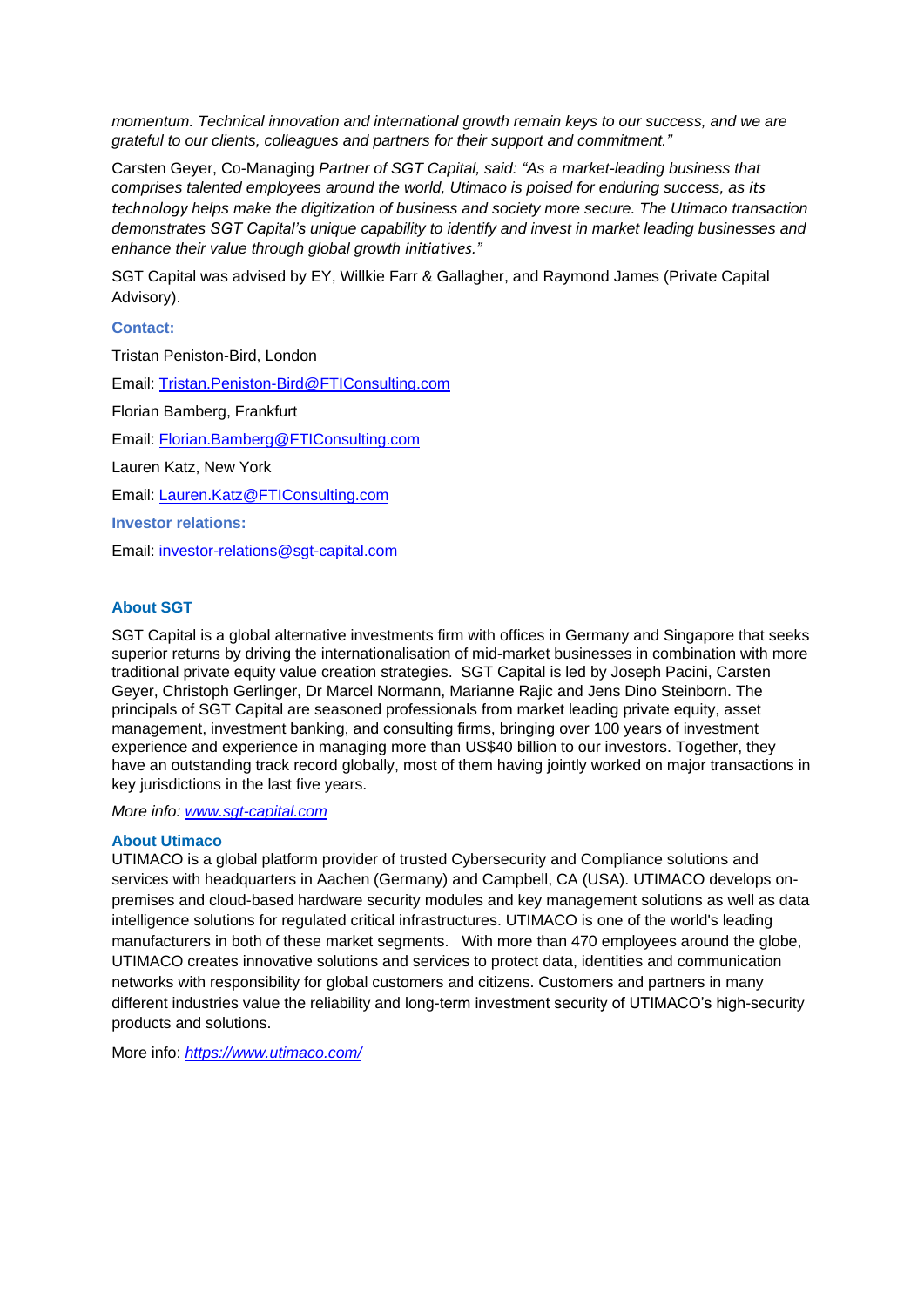*momentum. Technical innovation and international growth remain keys to our success, and we are grateful to our clients, colleagues and partners for their support and commitment."*

Carsten Geyer, Co-Managing *Partner of SGT Capital, said: "As a market-leading business that comprises talented employees around the world, Utimaco is poised for enduring success, as its technology helps make the digitization of business and society more secure. The Utimaco transaction demonstrates SGT Capital's unique capability to identify and invest in market leading businesses and enhance their value through global growth initiatives."*

SGT Capital was advised by EY, Willkie Farr & Gallagher, and Raymond James (Private Capital Advisory).

**Contact:**

Tristan Peniston-Bird, London

Email: Tristan.Peniston-Bird@FTIConsulting.com

Florian Bamberg, Frankfurt

Email: Florian.Bamberg@FTIConsulting.com

Lauren Katz, New York

Email: Lauren.Katz@FTIConsulting.com

**Investor relations:**

Email: investor-relations@sgt-capital.com

## About SGT

SGT Capital is a global alternative investments firm with offices in Germany and Singapore that seeks superior returns by driving the internationalisation of mid-market businesses in combination with more traditional private equity value creation strategies. SGT Capital is led by Joseph Pacini, Carsten Geyer, Christoph Gerlinger, Dr Marcel Normann, Marianne Rajic and Jens Dino Steinborn. The principals of SGT Capital are seasoned professionals from market leading private equity, asset management, investment banking, and consulting firms, bringing over 100 years of investment experience and experience in managing more than US$40 billion to our investors. Together, they have an outstanding track record globally, most of them having jointly worked on major transactions in key jurisdictions in the last five years.

*More info: www.sgt-capital.com*

## About Utimaco

UTIMACO is a global platform provider of trusted Cybersecurity and Compliance solutions and services with headquarters in Aachen (Germany) and Campbell, CA (USA). UTIMACO develops on-premises and cloud-based hardware security modules and key management solutions as well as data intelligence solutions for regulated critical infrastructures. UTIMACO is one of the world's leading manufacturers in both of these market segments. With more than 470 employees around the globe, UTIMACO creates innovative solutions and services to protect data, identities and communication networks with responsibility for global customers and citizens. Customers and partners in many different industries value the reliability and long-term investment security of UTIMACO's high-security products and solutions.

More info: *https://www.utimaco.com/*